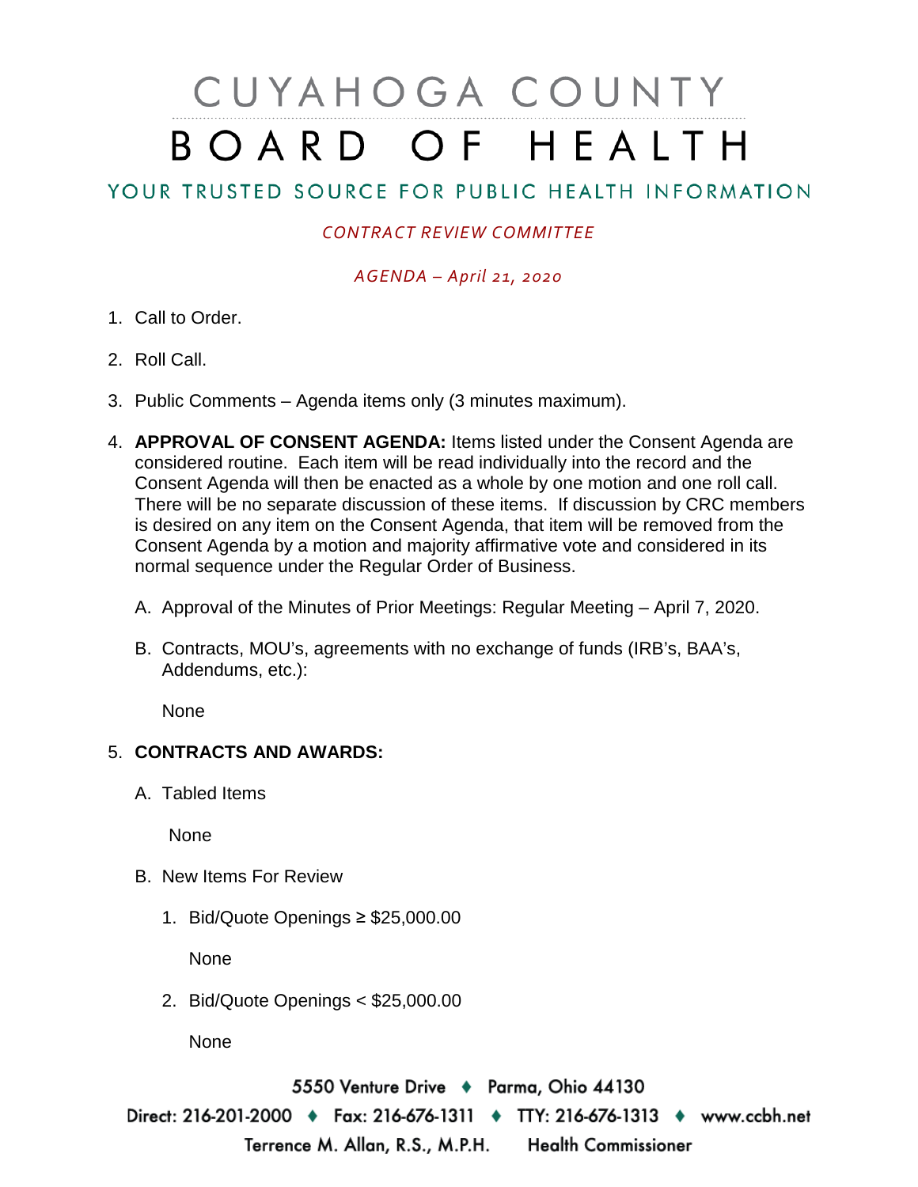# CUYAHOGA COUNTY BOARD OF HEALTH

## YOUR TRUSTED SOURCE FOR PUBLIC HEALTH INFORMATION

*CONTRACT REVIEW COMMITTEE*

*AGENDA – April 21, 2020*

1. Call to Order.

2. Roll Call.

3. Public Comments – Agenda items only (3 minutes maximum).

4. **APPROVAL OF CONSENT AGENDA:** Items listed under the Consent Agenda are considered routine. Each item will be read individually into the record and the Consent Agenda will then be enacted as a whole by one motion and one roll call. There will be no separate discussion of these items. If discussion by CRC members is desired on any item on the Consent Agenda, that item will be removed from the Consent Agenda by a motion and majority affirmative vote and considered in its normal sequence under the Regular Order of Business.

   A. Approval of the Minutes of Prior Meetings: Regular Meeting – April 7, 2020.

   B. Contracts, MOU's, agreements with no exchange of funds (IRB's, BAA's, Addendums, etc.):

      None

5. **CONTRACTS AND AWARDS:**

   A. Tabled Items

      None

   B. New Items For Review

      1. Bid/Quote Openings ≥ $25,000.00

         None

      2. Bid/Quote Openings < $25,000.00

         None

5550 Venture Drive ♦ Parma, Ohio 44130
Direct: 216-201-2000 ♦ Fax: 216-676-1311 ♦ TTY: 216-676-1313 ♦ www.ccbh.net
Terrence M. Allan, R.S., M.P.H. Health Commissioner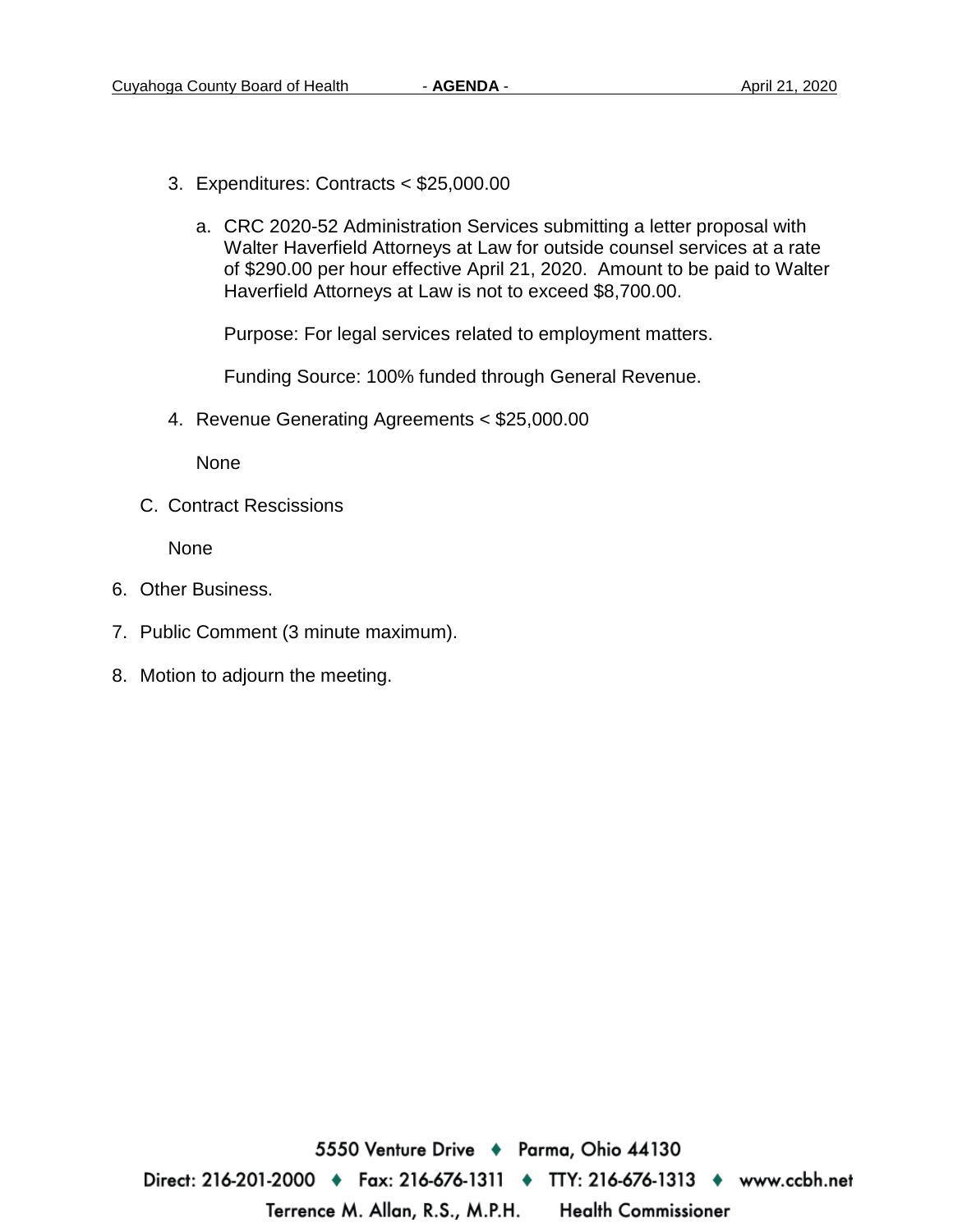3. Expenditures: Contracts < $25,000.00

    a. CRC 2020-52 Administration Services submitting a letter proposal with Walter Haverfield Attorneys at Law for outside counsel services at a rate of $290.00 per hour effective April 21, 2020. Amount to be paid to Walter Haverfield Attorneys at Law is not to exceed $8,700.00.

        Purpose: For legal services related to employment matters.

        Funding Source: 100% funded through General Revenue.

4. Revenue Generating Agreements < $25,000.00

    None

C. Contract Rescissions

    None

6. Other Business.

7. Public Comment (3 minute maximum).

8. Motion to adjourn the meeting.

5550 Venture Drive ♦ Parma, Ohio 44130

Direct: 216-201-2000 ♦ Fax: 216-676-1311 ♦ TTY: 216-676-1313 ♦ www.ccbh.net

Terrence M. Allan, R.S., M.P.H. Health Commissioner